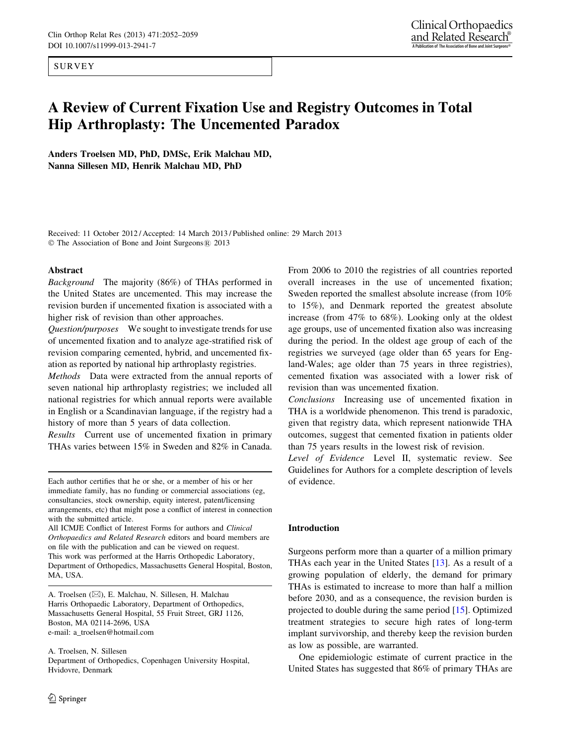SURVEY

# A Review of Current Fixation Use and Registry Outcomes in Total Hip Arthroplasty: The Uncemented Paradox

**Anders Troelsen MD, PhD, DMSc, Erik Malchau MD, Nanna Sillesen MD, Henrik Malchau MD, PhD**

Received: 11 October 2012 / Accepted: 14 March 2013 / Published online: 29 March 2013
© The Association of Bone and Joint Surgeons® 2013

## Abstract

*Background* The majority (86%) of THAs performed in the United States are uncemented. This may increase the revision burden if uncemented fixation is associated with a higher risk of revision than other approaches.

*Question/purposes* We sought to investigate trends for use of uncemented fixation and to analyze age-stratified risk of revision comparing cemented, hybrid, and uncemented fixation as reported by national hip arthroplasty registries.

*Methods* Data were extracted from the annual reports of seven national hip arthroplasty registries; we included all national registries for which annual reports were available in English or a Scandinavian language, if the registry had a history of more than 5 years of data collection.

*Results* Current use of uncemented fixation in primary THAs varies between 15% in Sweden and 82% in Canada. From 2006 to 2010 the registries of all countries reported overall increases in the use of uncemented fixation; Sweden reported the smallest absolute increase (from 10% to 15%), and Denmark reported the greatest absolute increase (from 47% to 68%). Looking only at the oldest age groups, use of uncemented fixation also was increasing during the period. In the oldest age group of each of the registries we surveyed (age older than 65 years for England-Wales; age older than 75 years in three registries), cemented fixation was associated with a lower risk of revision than was uncemented fixation.

*Conclusions* Increasing use of uncemented fixation in THA is a worldwide phenomenon. This trend is paradoxic, given that registry data, which represent nationwide THA outcomes, suggest that cemented fixation in patients older than 75 years results in the lowest risk of revision.

*Level of Evidence* Level II, systematic review. See Guidelines for Authors for a complete description of levels of evidence.

Each author certifies that he or she, or a member of his or her immediate family, has no funding or commercial associations (eg, consultancies, stock ownership, equity interest, patent/licensing arrangements, etc) that might pose a conflict of interest in connection with the submitted article.
All ICMJE Conflict of Interest Forms for authors and *Clinical Orthopaedics and Related Research* editors and board members are on file with the publication and can be viewed on request.
This work was performed at the Harris Orthopedic Laboratory, Department of Orthopedics, Massachusetts General Hospital, Boston, MA, USA.

A. Troelsen (✉), E. Malchau, N. Sillesen, H. Malchau
Harris Orthopaedic Laboratory, Department of Orthopedics, Massachusetts General Hospital, 55 Fruit Street, GRJ 1126, Boston, MA 02114-2696, USA
e-mail: a_troelsen@hotmail.com

A. Troelsen, N. Sillesen
Department of Orthopedics, Copenhagen University Hospital, Hvidovre, Denmark

## Introduction

Surgeons perform more than a quarter of a million primary THAs each year in the United States [13]. As a result of a growing population of elderly, the demand for primary THAs is estimated to increase to more than half a million before 2030, and as a consequence, the revision burden is projected to double during the same period [15]. Optimized treatment strategies to secure high rates of long-term implant survivorship, and thereby keep the revision burden as low as possible, are warranted.

One epidemiologic estimate of current practice in the United States has suggested that 86% of primary THAs are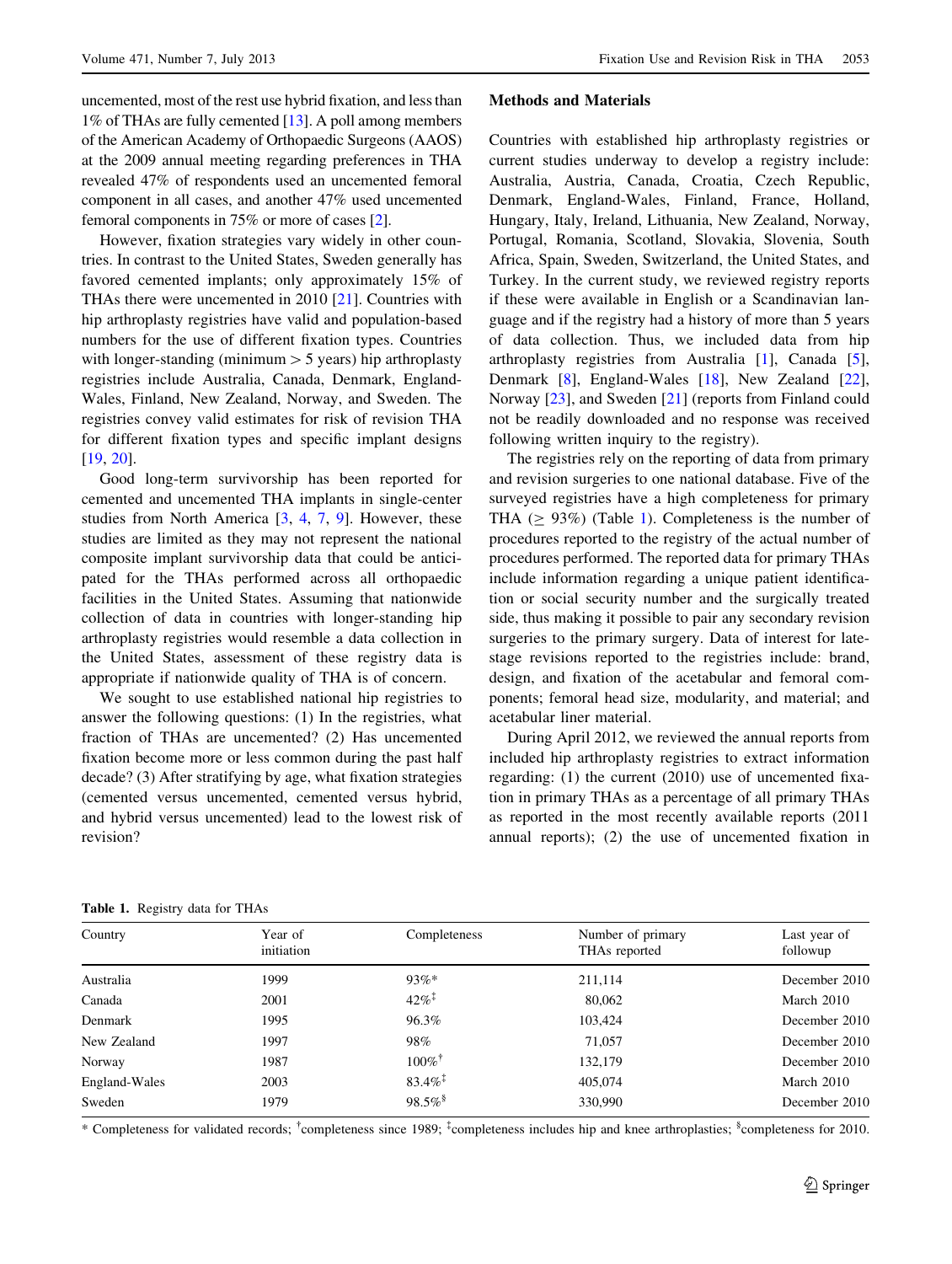uncemented, most of the rest use hybrid fixation, and less than 1% of THAs are fully cemented [13]. A poll among members of the American Academy of Orthopaedic Surgeons (AAOS) at the 2009 annual meeting regarding preferences in THA revealed 47% of respondents used an uncemented femoral component in all cases, and another 47% used uncemented femoral components in 75% or more of cases [2].

However, fixation strategies vary widely in other countries. In contrast to the United States, Sweden generally has favored cemented implants; only approximately 15% of THAs there were uncemented in 2010 [21]. Countries with hip arthroplasty registries have valid and population-based numbers for the use of different fixation types. Countries with longer-standing (minimum > 5 years) hip arthroplasty registries include Australia, Canada, Denmark, England-Wales, Finland, New Zealand, Norway, and Sweden. The registries convey valid estimates for risk of revision THA for different fixation types and specific implant designs [19, 20].

Good long-term survivorship has been reported for cemented and uncemented THA implants in single-center studies from North America [3, 4, 7, 9]. However, these studies are limited as they may not represent the national composite implant survivorship data that could be anticipated for the THAs performed across all orthopaedic facilities in the United States. Assuming that nationwide collection of data in countries with longer-standing hip arthroplasty registries would resemble a data collection in the United States, assessment of these registry data is appropriate if nationwide quality of THA is of concern.

We sought to use established national hip registries to answer the following questions: (1) In the registries, what fraction of THAs are uncemented? (2) Has uncemented fixation become more or less common during the past half decade? (3) After stratifying by age, what fixation strategies (cemented versus uncemented, cemented versus hybrid, and hybrid versus uncemented) lead to the lowest risk of revision?

## Methods and Materials

Countries with established hip arthroplasty registries or current studies underway to develop a registry include: Australia, Austria, Canada, Croatia, Czech Republic, Denmark, England-Wales, Finland, France, Holland, Hungary, Italy, Ireland, Lithuania, New Zealand, Norway, Portugal, Romania, Scotland, Slovakia, Slovenia, South Africa, Spain, Sweden, Switzerland, the United States, and Turkey. In the current study, we reviewed registry reports if these were available in English or a Scandinavian language and if the registry had a history of more than 5 years of data collection. Thus, we included data from hip arthroplasty registries from Australia [1], Canada [5], Denmark [8], England-Wales [18], New Zealand [22], Norway [23], and Sweden [21] (reports from Finland could not be readily downloaded and no response was received following written inquiry to the registry).

The registries rely on the reporting of data from primary and revision surgeries to one national database. Five of the surveyed registries have a high completeness for primary THA ($\geq$ 93%) (Table 1). Completeness is the number of procedures reported to the registry of the actual number of procedures performed. The reported data for primary THAs include information regarding a unique patient identification or social security number and the surgically treated side, thus making it possible to pair any secondary revision surgeries to the primary surgery. Data of interest for late-stage revisions reported to the registries include: brand, design, and fixation of the acetabular and femoral components; femoral head size, modularity, and material; and acetabular liner material.

During April 2012, we reviewed the annual reports from included hip arthroplasty registries to extract information regarding: (1) the current (2010) use of uncemented fixation in primary THAs as a percentage of all primary THAs as reported in the most recently available reports (2011 annual reports); (2) the use of uncemented fixation in

**Table 1.** Registry data for THAs

| Country | Year of initiation | Completeness | Number of primary THAs reported | Last year of followup |
|---|---|---|---|---|
| Australia | 1999 | 93%* | 211,114 | December 2010 |
| Canada | 2001 | 42%‡ | 80,062 | March 2010 |
| Denmark | 1995 | 96.3% | 103,424 | December 2010 |
| New Zealand | 1997 | 98% | 71,057 | December 2010 |
| Norway | 1987 | 100%† | 132,179 | December 2010 |
| England-Wales | 2003 | 83.4%‡ | 405,074 | March 2010 |
| Sweden | 1979 | 98.5%§ | 330,990 | December 2010 |

\* Completeness for validated records; †completeness since 1989; ‡completeness includes hip and knee arthroplasties; §completeness for 2010.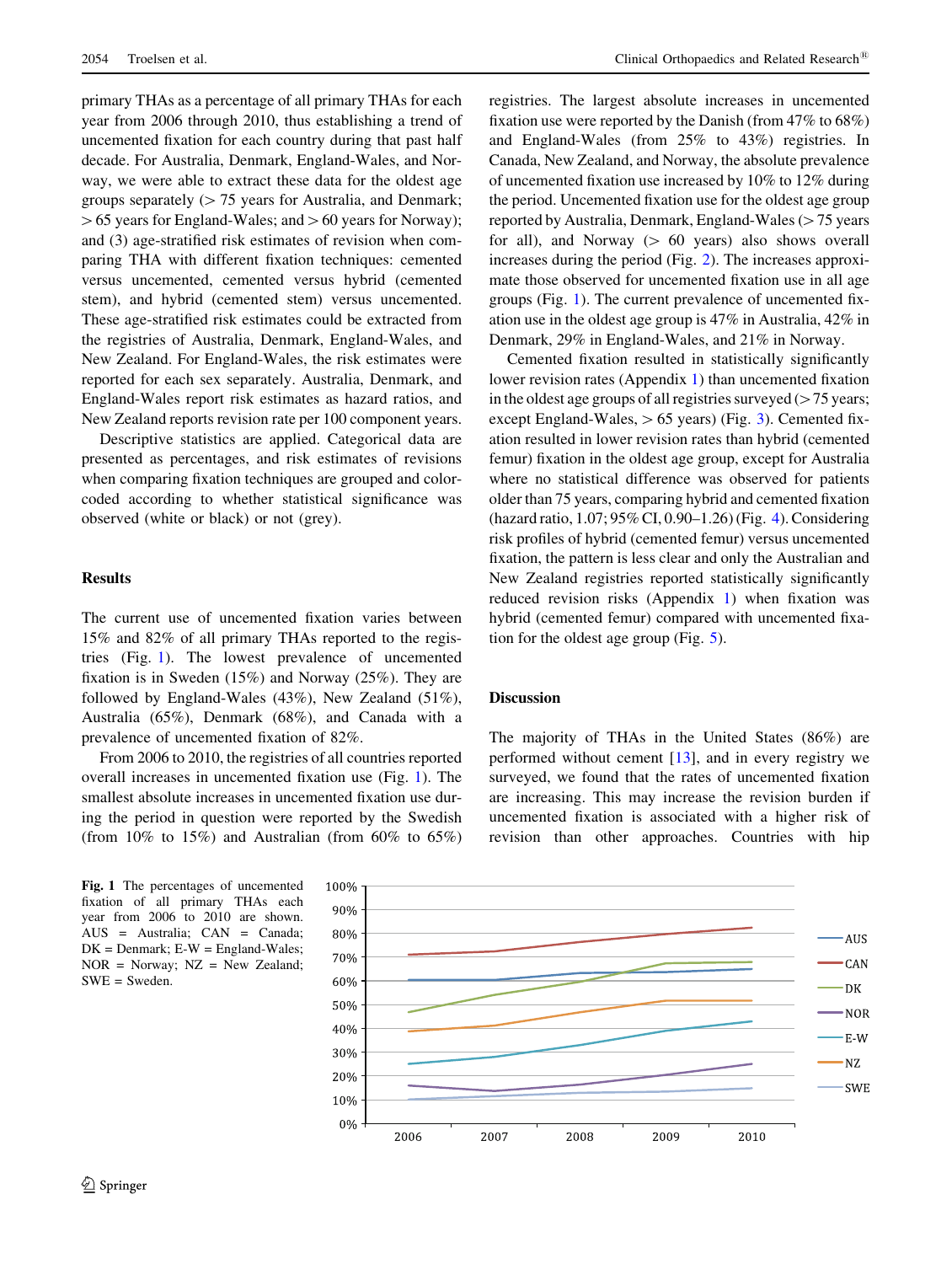primary THAs as a percentage of all primary THAs for each year from 2006 through 2010, thus establishing a trend of uncemented fixation for each country during that past half decade. For Australia, Denmark, England-Wales, and Norway, we were able to extract these data for the oldest age groups separately (> 75 years for Australia, and Denmark; > 65 years for England-Wales; and > 60 years for Norway); and (3) age-stratified risk estimates of revision when comparing THA with different fixation techniques: cemented versus uncemented, cemented versus hybrid (cemented stem), and hybrid (cemented stem) versus uncemented. These age-stratified risk estimates could be extracted from the registries of Australia, Denmark, England-Wales, and New Zealand. For England-Wales, the risk estimates were reported for each sex separately. Australia, Denmark, and England-Wales report risk estimates as hazard ratios, and New Zealand reports revision rate per 100 component years.

Descriptive statistics are applied. Categorical data are presented as percentages, and risk estimates of revisions when comparing fixation techniques are grouped and color-coded according to whether statistical significance was observed (white or black) or not (grey).

## Results

The current use of uncemented fixation varies between 15% and 82% of all primary THAs reported to the registries (Fig. 1). The lowest prevalence of uncemented fixation is in Sweden (15%) and Norway (25%). They are followed by England-Wales (43%), New Zealand (51%), Australia (65%), Denmark (68%), and Canada with a prevalence of uncemented fixation of 82%.

From 2006 to 2010, the registries of all countries reported overall increases in uncemented fixation use (Fig. 1). The smallest absolute increases in uncemented fixation use during the period in question were reported by the Swedish (from 10% to 15%) and Australian (from 60% to 65%) registries. The largest absolute increases in uncemented fixation use were reported by the Danish (from 47% to 68%) and England-Wales (from 25% to 43%) registries. In Canada, New Zealand, and Norway, the absolute prevalence of uncemented fixation use increased by 10% to 12% during the period. Uncemented fixation use for the oldest age group reported by Australia, Denmark, England-Wales (> 75 years for all), and Norway (> 60 years) also shows overall increases during the period (Fig. 2). The increases approximate those observed for uncemented fixation use in all age groups (Fig. 1). The current prevalence of uncemented fixation use in the oldest age group is 47% in Australia, 42% in Denmark, 29% in England-Wales, and 21% in Norway.

Cemented fixation resulted in statistically significantly lower revision rates (Appendix 1) than uncemented fixation in the oldest age groups of all registries surveyed (> 75 years; except England-Wales, > 65 years) (Fig. 3). Cemented fixation resulted in lower revision rates than hybrid (cemented femur) fixation in the oldest age group, except for Australia where no statistical difference was observed for patients older than 75 years, comparing hybrid and cemented fixation (hazard ratio, 1.07; 95% CI, 0.90–1.26) (Fig. 4). Considering risk profiles of hybrid (cemented femur) versus uncemented fixation, the pattern is less clear and only the Australian and New Zealand registries reported statistically significantly reduced revision risks (Appendix 1) when fixation was hybrid (cemented femur) compared with uncemented fixation for the oldest age group (Fig. 5).

## Discussion

The majority of THAs in the United States (86%) are performed without cement [13], and in every registry we surveyed, we found that the rates of uncemented fixation are increasing. This may increase the revision burden if uncemented fixation is associated with a higher risk of revision than other approaches. Countries with hip

**Fig. 1** The percentages of uncemented fixation of all primary THAs each year from 2006 to 2010 are shown. AUS = Australia; CAN = Canada; DK = Denmark; E-W = England-Wales; NOR = Norway; NZ = New Zealand; SWE = Sweden.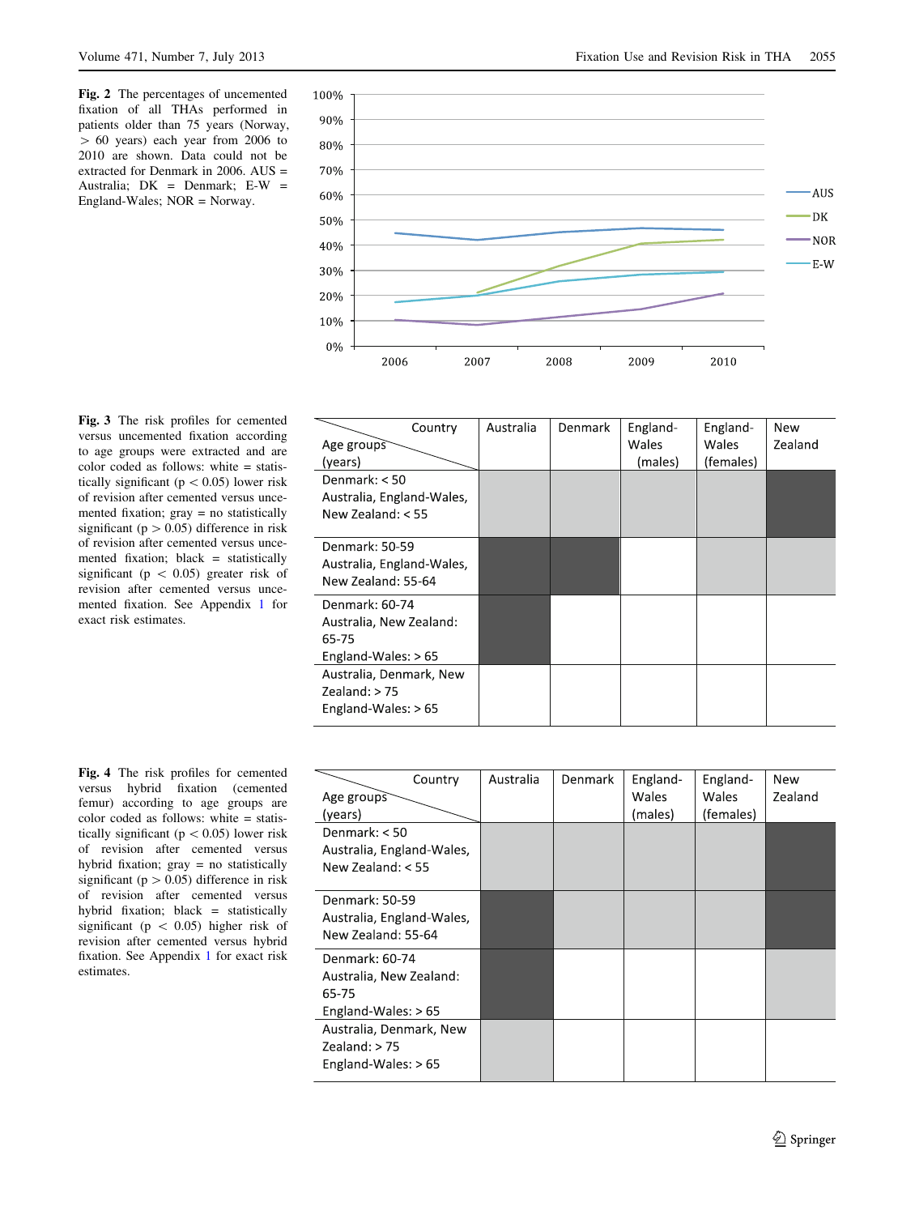**Fig. 2** The percentages of uncemented fixation of all THAs performed in patients older than 75 years (Norway, > 60 years) each year from 2006 to 2010 are shown. Data could not be extracted for Denmark in 2006. AUS = Australia; DK = Denmark; E-W = England-Wales; NOR = Norway.

**Fig. 3** The risk profiles for cemented versus uncemented fixation according to age groups were extracted and are color coded as follows: white = statistically significant ($p < 0.05$) lower risk of revision after cemented versus uncemented fixation; gray = no statistically significant ($p > 0.05$) difference in risk of revision after cemented versus uncemented fixation; black = statistically significant ($p < 0.05$) greater risk of revision after cemented versus uncemented fixation. See Appendix 1 for exact risk estimates.

| Age groups (years) \ Country | Australia | Denmark | England-Wales (males) | England-Wales (females) | New Zealand |
|---|---|---|---|---|---|
| Denmark: < 50; Australia, England-Wales, New Zealand: < 55 | gray | gray | gray | gray | black |
| Denmark: 50-59; Australia, England-Wales, New Zealand: 55-64 | black | black | white | gray | gray |
| Denmark: 60-74; Australia, New Zealand: 65-75; England-Wales: > 65 | black | white | white | white | white |
| Australia, Denmark, New Zealand: > 75; England-Wales: > 65 | white | white | white | white | white |

**Fig. 4** The risk profiles for cemented versus hybrid fixation (cemented femur) according to age groups are color coded as follows: white = statistically significant ($p < 0.05$) lower risk of revision after cemented versus hybrid fixation; gray = no statistically significant ($p > 0.05$) difference in risk of revision after cemented versus hybrid fixation; black = statistically significant ($p < 0.05$) higher risk of revision after cemented versus hybrid fixation. See Appendix 1 for exact risk estimates.

| Age groups (years) \ Country | Australia | Denmark | England-Wales (males) | England-Wales (females) | New Zealand |
|---|---|---|---|---|---|
| Denmark: < 50; Australia, England-Wales, New Zealand: < 55 | gray | gray | gray | gray | black |
| Denmark: 50-59; Australia, England-Wales, New Zealand: 55-64 | black | gray | gray | gray | black |
| Denmark: 60-74; Australia, New Zealand: 65-75; England-Wales: > 65 | black | white | white | white | gray |
| Australia, Denmark, New Zealand: > 75; England-Wales: > 65 | gray | white | white | white | white |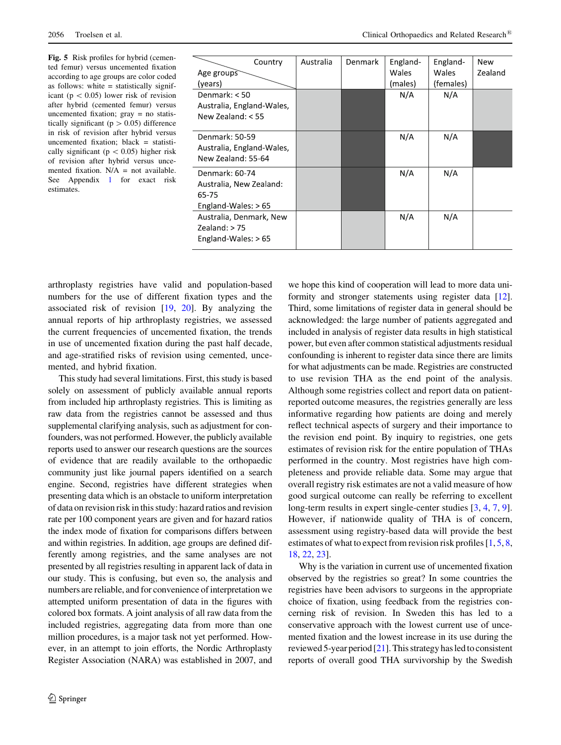**Fig. 5** Risk profiles for hybrid (cemented femur) versus uncemented fixation according to age groups are color coded as follows: white = statistically significant ($p < 0.05$) lower risk of revision after hybrid (cemented femur) versus uncemented fixation; gray = no statistically significant ($p > 0.05$) difference in risk of revision after hybrid versus uncemented fixation; black = statistically significant ($p < 0.05$) higher risk of revision after hybrid versus uncemented fixation. N/A = not available. See Appendix 1 for exact risk estimates.

| Age groups (years) \ Country | Australia | Denmark | England-Wales (males) | England-Wales (females) | New Zealand |
|---|---|---|---|---|---|
| Denmark: < 50<br>Australia, England-Wales, New Zealand: < 55 | Gray | Black | N/A | N/A | Gray |
| Denmark: 50-59<br>Australia, England-Wales, New Zealand: 55-64 | Gray | Black | N/A | N/A | Black |
| Denmark: 60-74<br>Australia, New Zealand: 65-75<br>England-Wales: > 65 | Gray | Black | N/A | N/A | White |
| Australia, Denmark, New Zealand: > 75<br>England-Wales: > 65 | White | Gray | N/A | N/A | White |

arthroplasty registries have valid and population-based numbers for the use of different fixation types and the associated risk of revision [19, 20]. By analyzing the annual reports of hip arthroplasty registries, we assessed the current frequencies of uncemented fixation, the trends in use of uncemented fixation during the past half decade, and age-stratified risks of revision using cemented, uncemented, and hybrid fixation.

This study had several limitations. First, this study is based solely on assessment of publicly available annual reports from included hip arthroplasty registries. This is limiting as raw data from the registries cannot be assessed and thus supplemental clarifying analysis, such as adjustment for confounders, was not performed. However, the publicly available reports used to answer our research questions are the sources of evidence that are readily available to the orthopaedic community just like journal papers identified on a search engine. Second, registries have different strategies when presenting data which is an obstacle to uniform interpretation of data on revision risk in this study: hazard ratios and revision rate per 100 component years are given and for hazard ratios the index mode of fixation for comparisons differs between and within registries. In addition, age groups are defined differently among registries, and the same analyses are not presented by all registries resulting in apparent lack of data in our study. This is confusing, but even so, the analysis and numbers are reliable, and for convenience of interpretation we attempted uniform presentation of data in the figures with colored box formats. A joint analysis of all raw data from the included registries, aggregating data from more than one million procedures, is a major task not yet performed. However, in an attempt to join efforts, the Nordic Arthroplasty Register Association (NARA) was established in 2007, and we hope this kind of cooperation will lead to more data uniformity and stronger statements using register data [12]. Third, some limitations of register data in general should be acknowledged: the large number of patients aggregated and included in analysis of register data results in high statistical power, but even after common statistical adjustments residual confounding is inherent to register data since there are limits for what adjustments can be made. Registries are constructed to use revision THA as the end point of the analysis. Although some registries collect and report data on patient-reported outcome measures, the registries generally are less informative regarding how patients are doing and merely reflect technical aspects of surgery and their importance to the revision end point. By inquiry to registries, one gets estimates of revision risk for the entire population of THAs performed in the country. Most registries have high completeness and provide reliable data. Some may argue that overall registry risk estimates are not a valid measure of how good surgical outcome can really be referring to excellent long-term results in expert single-center studies [3, 4, 7, 9]. However, if nationwide quality of THA is of concern, assessment using registry-based data will provide the best estimates of what to expect from revision risk profiles [1, 5, 8, 18, 22, 23].

Why is the variation in current use of uncemented fixation observed by the registries so great? In some countries the registries have been advisors to surgeons in the appropriate choice of fixation, using feedback from the registries concerning risk of revision. In Sweden this has led to a conservative approach with the lowest current use of uncemented fixation and the lowest increase in its use during the reviewed 5-year period [21]. This strategy has led to consistent reports of overall good THA survivorship by the Swedish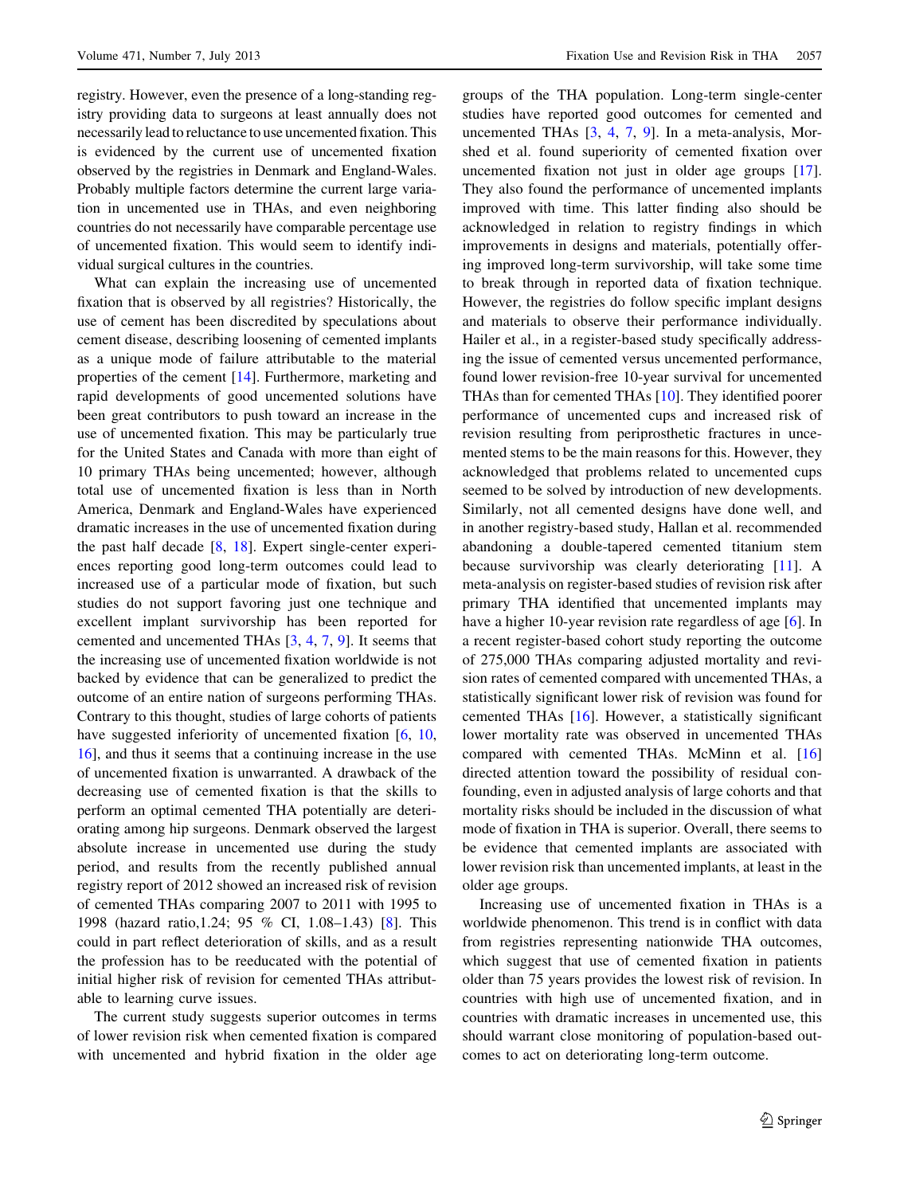registry. However, even the presence of a long-standing registry providing data to surgeons at least annually does not necessarily lead to reluctance to use uncemented fixation. This is evidenced by the current use of uncemented fixation observed by the registries in Denmark and England-Wales. Probably multiple factors determine the current large variation in uncemented use in THAs, and even neighboring countries do not necessarily have comparable percentage use of uncemented fixation. This would seem to identify individual surgical cultures in the countries.

What can explain the increasing use of uncemented fixation that is observed by all registries? Historically, the use of cement has been discredited by speculations about cement disease, describing loosening of cemented implants as a unique mode of failure attributable to the material properties of the cement [14]. Furthermore, marketing and rapid developments of good uncemented solutions have been great contributors to push toward an increase in the use of uncemented fixation. This may be particularly true for the United States and Canada with more than eight of 10 primary THAs being uncemented; however, although total use of uncemented fixation is less than in North America, Denmark and England-Wales have experienced dramatic increases in the use of uncemented fixation during the past half decade [8, 18]. Expert single-center experiences reporting good long-term outcomes could lead to increased use of a particular mode of fixation, but such studies do not support favoring just one technique and excellent implant survivorship has been reported for cemented and uncemented THAs [3, 4, 7, 9]. It seems that the increasing use of uncemented fixation worldwide is not backed by evidence that can be generalized to predict the outcome of an entire nation of surgeons performing THAs. Contrary to this thought, studies of large cohorts of patients have suggested inferiority of uncemented fixation [6, 10, 16], and thus it seems that a continuing increase in the use of uncemented fixation is unwarranted. A drawback of the decreasing use of cemented fixation is that the skills to perform an optimal cemented THA potentially are deteriorating among hip surgeons. Denmark observed the largest absolute increase in uncemented use during the study period, and results from the recently published annual registry report of 2012 showed an increased risk of revision of cemented THAs comparing 2007 to 2011 with 1995 to 1998 (hazard ratio,1.24; 95 % CI, 1.08–1.43) [8]. This could in part reflect deterioration of skills, and as a result the profession has to be reeducated with the potential of initial higher risk of revision for cemented THAs attributable to learning curve issues.

The current study suggests superior outcomes in terms of lower revision risk when cemented fixation is compared with uncemented and hybrid fixation in the older age groups of the THA population. Long-term single-center studies have reported good outcomes for cemented and uncemented THAs [3, 4, 7, 9]. In a meta-analysis, Morshed et al. found superiority of cemented fixation over uncemented fixation not just in older age groups [17]. They also found the performance of uncemented implants improved with time. This latter finding also should be acknowledged in relation to registry findings in which improvements in designs and materials, potentially offering improved long-term survivorship, will take some time to break through in reported data of fixation technique. However, the registries do follow specific implant designs and materials to observe their performance individually. Hailer et al., in a register-based study specifically addressing the issue of cemented versus uncemented performance, found lower revision-free 10-year survival for uncemented THAs than for cemented THAs [10]. They identified poorer performance of uncemented cups and increased risk of revision resulting from periprosthetic fractures in uncemented stems to be the main reasons for this. However, they acknowledged that problems related to uncemented cups seemed to be solved by introduction of new developments. Similarly, not all cemented designs have done well, and in another registry-based study, Hallan et al. recommended abandoning a double-tapered cemented titanium stem because survivorship was clearly deteriorating [11]. A meta-analysis on register-based studies of revision risk after primary THA identified that uncemented implants may have a higher 10-year revision rate regardless of age [6]. In a recent register-based cohort study reporting the outcome of 275,000 THAs comparing adjusted mortality and revision rates of cemented compared with uncemented THAs, a statistically significant lower risk of revision was found for cemented THAs [16]. However, a statistically significant lower mortality rate was observed in uncemented THAs compared with cemented THAs. McMinn et al. [16] directed attention toward the possibility of residual confounding, even in adjusted analysis of large cohorts and that mortality risks should be included in the discussion of what mode of fixation in THA is superior. Overall, there seems to be evidence that cemented implants are associated with lower revision risk than uncemented implants, at least in the older age groups.

Increasing use of uncemented fixation in THAs is a worldwide phenomenon. This trend is in conflict with data from registries representing nationwide THA outcomes, which suggest that use of cemented fixation in patients older than 75 years provides the lowest risk of revision. In countries with high use of uncemented fixation, and in countries with dramatic increases in uncemented use, this should warrant close monitoring of population-based outcomes to act on deteriorating long-term outcome.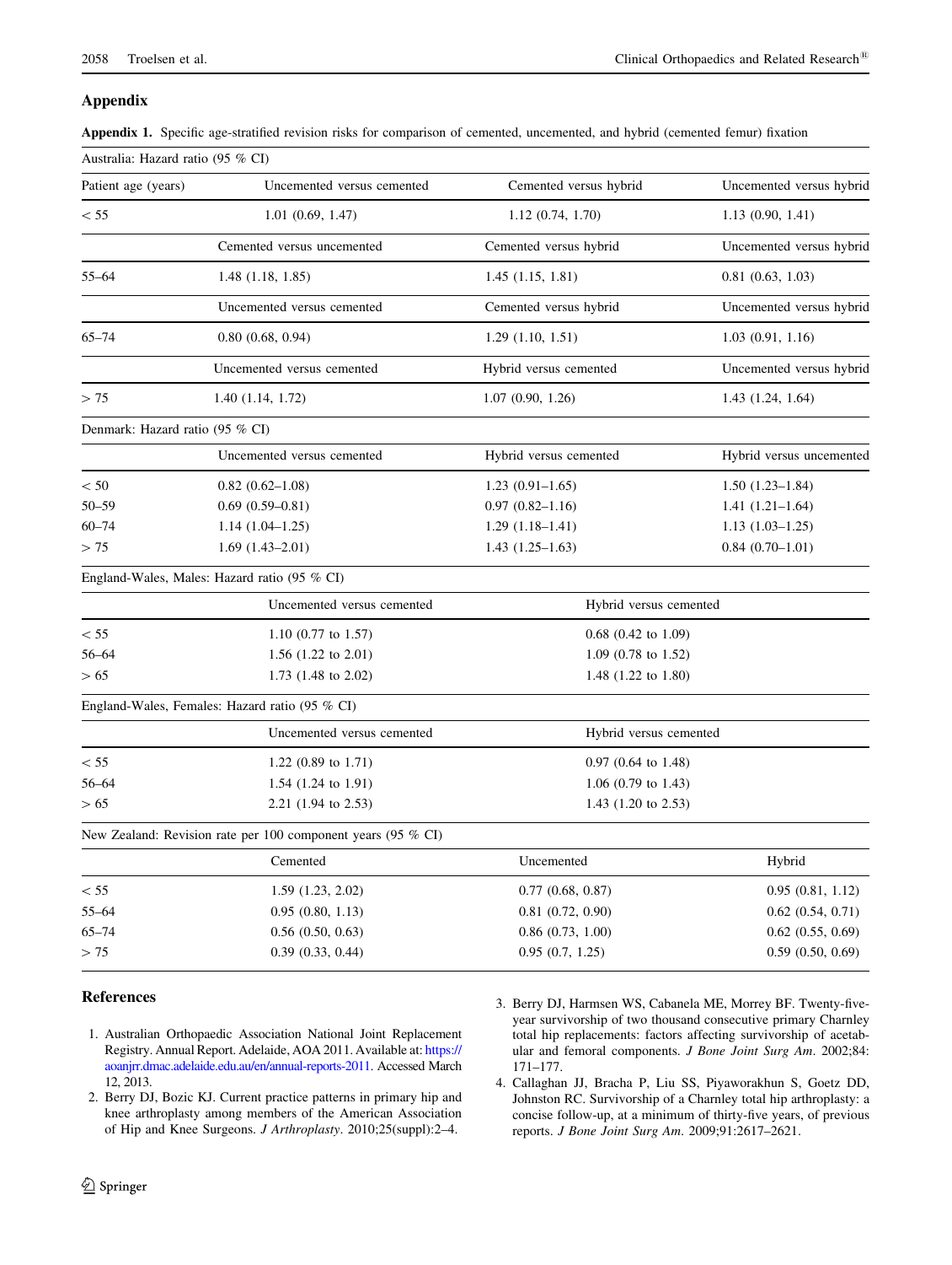## Appendix

**Appendix 1.** Specific age-stratified revision risks for comparison of cemented, uncemented, and hybrid (cemented femur) fixation

| Australia: Hazard ratio (95 % CI) | | | |
|---|---|---|---|
| Patient age (years) | Uncemented versus cemented | Cemented versus hybrid | Uncemented versus hybrid |
| < 55 | 1.01 (0.69, 1.47) | 1.12 (0.74, 1.70) | 1.13 (0.90, 1.41) |
| | Cemented versus uncemented | Cemented versus hybrid | Uncemented versus hybrid |
| 55–64 | 1.48 (1.18, 1.85) | 1.45 (1.15, 1.81) | 0.81 (0.63, 1.03) |
| | Uncemented versus cemented | Cemented versus hybrid | Uncemented versus hybrid |
| 65–74 | 0.80 (0.68, 0.94) | 1.29 (1.10, 1.51) | 1.03 (0.91, 1.16) |
| | Uncemented versus cemented | Hybrid versus cemented | Uncemented versus hybrid |
| > 75 | 1.40 (1.14, 1.72) | 1.07 (0.90, 1.26) | 1.43 (1.24, 1.64) |
| **Denmark: Hazard ratio (95 % CI)** | | | |
| | Uncemented versus cemented | Hybrid versus cemented | Hybrid versus uncemented |
| < 50 | 0.82 (0.62–1.08) | 1.23 (0.91–1.65) | 1.50 (1.23–1.84) |
| 50–59 | 0.69 (0.59–0.81) | 0.97 (0.82–1.16) | 1.41 (1.21–1.64) |
| 60–74 | 1.14 (1.04–1.25) | 1.29 (1.18–1.41) | 1.13 (1.03–1.25) |
| > 75 | 1.69 (1.43–2.01) | 1.43 (1.25–1.63) | 0.84 (0.70–1.01) |
| **England-Wales, Males: Hazard ratio (95 % CI)** | | | |
| | Uncemented versus cemented | Hybrid versus cemented | |
| < 55 | 1.10 (0.77 to 1.57) | 0.68 (0.42 to 1.09) | |
| 56–64 | 1.56 (1.22 to 2.01) | 1.09 (0.78 to 1.52) | |
| > 65 | 1.73 (1.48 to 2.02) | 1.48 (1.22 to 1.80) | |
| **England-Wales, Females: Hazard ratio (95 % CI)** | | | |
| | Uncemented versus cemented | Hybrid versus cemented | |
| < 55 | 1.22 (0.89 to 1.71) | 0.97 (0.64 to 1.48) | |
| 56–64 | 1.54 (1.24 to 1.91) | 1.06 (0.79 to 1.43) | |
| > 65 | 2.21 (1.94 to 2.53) | 1.43 (1.20 to 2.53) | |
| **New Zealand: Revision rate per 100 component years (95 % CI)** | | | |
| | Cemented | Uncemented | Hybrid |
| < 55 | 1.59 (1.23, 2.02) | 0.77 (0.68, 0.87) | 0.95 (0.81, 1.12) |
| 55–64 | 0.95 (0.80, 1.13) | 0.81 (0.72, 0.90) | 0.62 (0.54, 0.71) |
| 65–74 | 0.56 (0.50, 0.63) | 0.86 (0.73, 1.00) | 0.62 (0.55, 0.69) |
| > 75 | 0.39 (0.33, 0.44) | 0.95 (0.7, 1.25) | 0.59 (0.50, 0.69) |

## References

1. Australian Orthopaedic Association National Joint Replacement Registry. Annual Report. Adelaide, AOA 2011. Available at: https://aoanjrr.dmac.adelaide.edu.au/en/annual-reports-2011. Accessed March 12, 2013.
2. Berry DJ, Bozic KJ. Current practice patterns in primary hip and knee arthroplasty among members of the American Association of Hip and Knee Surgeons. *J Arthroplasty*. 2010;25(suppl):2–4.
3. Berry DJ, Harmsen WS, Cabanela ME, Morrey BF. Twenty-five-year survivorship of two thousand consecutive primary Charnley total hip replacements: factors affecting survivorship of acetabular and femoral components. *J Bone Joint Surg Am*. 2002;84:171–177.
4. Callaghan JJ, Bracha P, Liu SS, Piyaworakhun S, Goetz DD, Johnston RC. Survivorship of a Charnley total hip arthroplasty: a concise follow-up, at a minimum of thirty-five years, of previous reports. *J Bone Joint Surg Am*. 2009;91:2617–2621.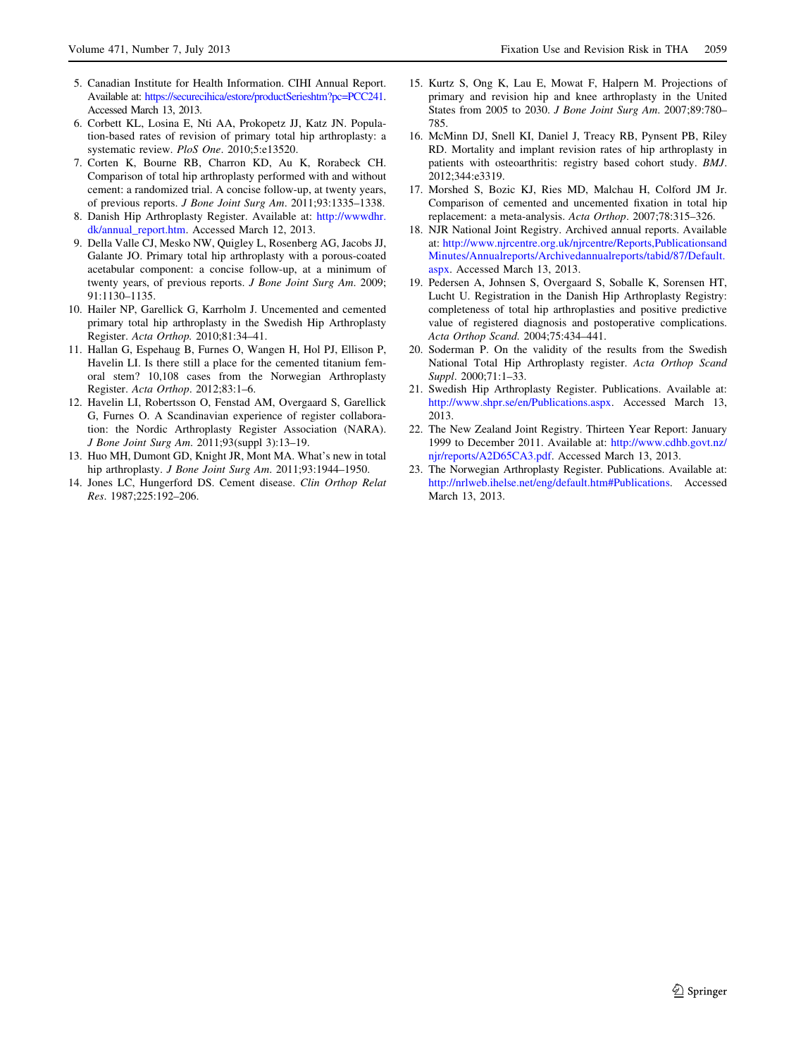5. Canadian Institute for Health Information. CIHI Annual Report. Available at: https://securecihica/estore/productSerieshtm?pc=PCC241. Accessed March 13, 2013.
6. Corbett KL, Losina E, Nti AA, Prokopetz JJ, Katz JN. Population-based rates of revision of primary total hip arthroplasty: a systematic review. *PloS One*. 2010;5:e13520.
7. Corten K, Bourne RB, Charron KD, Au K, Rorabeck CH. Comparison of total hip arthroplasty performed with and without cement: a randomized trial. A concise follow-up, at twenty years, of previous reports. *J Bone Joint Surg Am*. 2011;93:1335–1338.
8. Danish Hip Arthroplasty Register. Available at: http://wwwdhr.dk/annual_report.htm. Accessed March 12, 2013.
9. Della Valle CJ, Mesko NW, Quigley L, Rosenberg AG, Jacobs JJ, Galante JO. Primary total hip arthroplasty with a porous-coated acetabular component: a concise follow-up, at a minimum of twenty years, of previous reports. *J Bone Joint Surg Am*. 2009; 91:1130–1135.
10. Hailer NP, Garellick G, Karrholm J. Uncemented and cemented primary total hip arthroplasty in the Swedish Hip Arthroplasty Register. *Acta Orthop*. 2010;81:34–41.
11. Hallan G, Espehaug B, Furnes O, Wangen H, Hol PJ, Ellison P, Havelin LI. Is there still a place for the cemented titanium femoral stem? 10,108 cases from the Norwegian Arthroplasty Register. *Acta Orthop*. 2012;83:1–6.
12. Havelin LI, Robertsson O, Fenstad AM, Overgaard S, Garellick G, Furnes O. A Scandinavian experience of register collaboration: the Nordic Arthroplasty Register Association (NARA). *J Bone Joint Surg Am*. 2011;93(suppl 3):13–19.
13. Huo MH, Dumont GD, Knight JR, Mont MA. What's new in total hip arthroplasty. *J Bone Joint Surg Am*. 2011;93:1944–1950.
14. Jones LC, Hungerford DS. Cement disease. *Clin Orthop Relat Res*. 1987;225:192–206.
15. Kurtz S, Ong K, Lau E, Mowat F, Halpern M. Projections of primary and revision hip and knee arthroplasty in the United States from 2005 to 2030. *J Bone Joint Surg Am*. 2007;89:780–785.
16. McMinn DJ, Snell KI, Daniel J, Treacy RB, Pynsent PB, Riley RD. Mortality and implant revision rates of hip arthroplasty in patients with osteoarthritis: registry based cohort study. *BMJ*. 2012;344:e3319.
17. Morshed S, Bozic KJ, Ries MD, Malchau H, Colford JM Jr. Comparison of cemented and uncemented fixation in total hip replacement: a meta-analysis. *Acta Orthop*. 2007;78:315–326.
18. NJR National Joint Registry. Archived annual reports. Available at: http://www.njrcentre.org.uk/njrcentre/Reports,PublicationsandMinutes/Annualreports/Archivedannualreports/tabid/87/Default.aspx. Accessed March 13, 2013.
19. Pedersen A, Johnsen S, Overgaard S, Soballe K, Sorensen HT, Lucht U. Registration in the Danish Hip Arthroplasty Registry: completeness of total hip arthroplasties and positive predictive value of registered diagnosis and postoperative complications. *Acta Orthop Scand*. 2004;75:434–441.
20. Soderman P. On the validity of the results from the Swedish National Total Hip Arthroplasty register. *Acta Orthop Scand Suppl*. 2000;71:1–33.
21. Swedish Hip Arthroplasty Register. Publications. Available at: http://www.shpr.se/en/Publications.aspx. Accessed March 13, 2013.
22. The New Zealand Joint Registry. Thirteen Year Report: January 1999 to December 2011. Available at: http://www.cdhb.govt.nz/njr/reports/A2D65CA3.pdf. Accessed March 13, 2013.
23. The Norwegian Arthroplasty Register. Publications. Available at: http://nrlweb.ihelse.net/eng/default.htm#Publications. Accessed March 13, 2013.